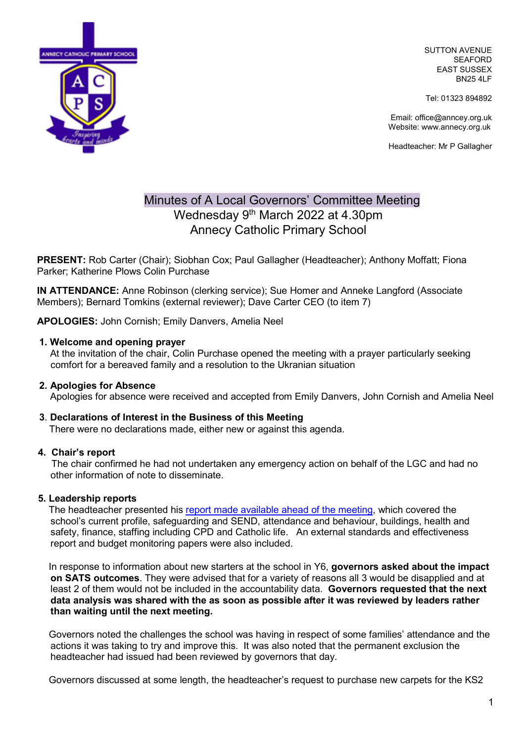SUTTON AVENUE
SEAFORD
EAST SUSSEX
BN25 4LF

Tel: 01323 894892

Email: office@anncey.org.uk
Website: www.annecy.org.uk

Headteacher: Mr P Gallagher

# Minutes of A Local Governors' Committee Meeting
## Wednesday 9th March 2022 at 4.30pm
## Annecy Catholic Primary School

**PRESENT:** Rob Carter (Chair); Siobhan Cox; Paul Gallagher (Headteacher); Anthony Moffatt; Fiona Parker; Katherine Plows Colin Purchase

**IN ATTENDANCE:** Anne Robinson (clerking service); Sue Homer and Anneke Langford (Associate Members); Bernard Tomkins (external reviewer); Dave Carter CEO (to item 7)

**APOLOGIES:** John Cornish; Emily Danvers, Amelia Neel

1. **Welcome and opening prayer**
   At the invitation of the chair, Colin Purchase opened the meeting with a prayer particularly seeking comfort for a bereaved family and a resolution to the Ukranian situation

2. **Apologies for Absence**
   Apologies for absence were received and accepted from Emily Danvers, John Cornish and Amelia Neel

3. **Declarations of Interest in the Business of this Meeting**
   There were no declarations made, either new or against this agenda.

4. **Chair's report**
   The chair confirmed he had not undertaken any emergency action on behalf of the LGC and had no other information of note to disseminate.

5. **Leadership reports**
   The headteacher presented his report made available ahead of the meeting, which covered the school's current profile, safeguarding and SEND, attendance and behaviour, buildings, health and safety, finance, staffing including CPD and Catholic life. An external standards and effectiveness report and budget monitoring papers were also included.

   In response to information about new starters at the school in Y6, **governors asked about the impact on SATS outcomes**. They were advised that for a variety of reasons all 3 would be disapplied and at least 2 of them would not be included in the accountability data. **Governors requested that the next data analysis was shared with the as soon as possible after it was reviewed by leaders rather than waiting until the next meeting.**

   Governors noted the challenges the school was having in respect of some families' attendance and the actions it was taking to try and improve this. It was also noted that the permanent exclusion the headteacher had issued had been reviewed by governors that day.

   Governors discussed at some length, the headteacher's request to purchase new carpets for the KS2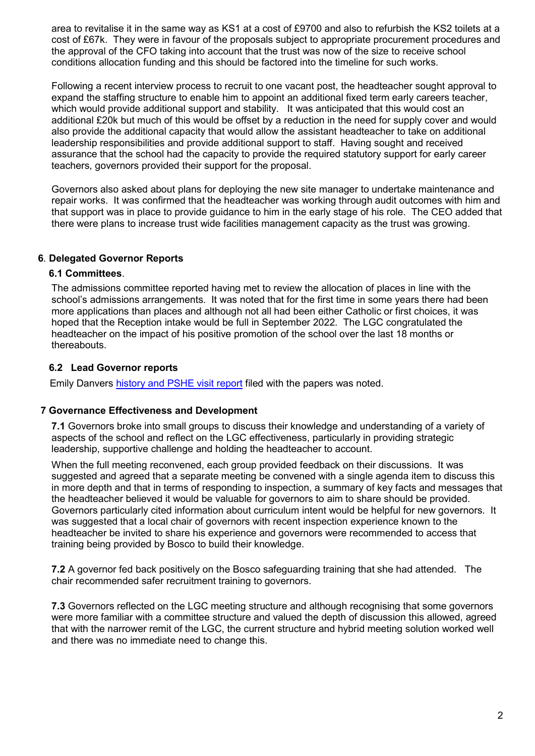area to revitalise it in the same way as KS1 at a cost of £9700 and also to refurbish the KS2 toilets at a cost of £67k. They were in favour of the proposals subject to appropriate procurement procedures and the approval of the CFO taking into account that the trust was now of the size to receive school conditions allocation funding and this should be factored into the timeline for such works.

Following a recent interview process to recruit to one vacant post, the headteacher sought approval to expand the staffing structure to enable him to appoint an additional fixed term early careers teacher, which would provide additional support and stability. It was anticipated that this would cost an additional £20k but much of this would be offset by a reduction in the need for supply cover and would also provide the additional capacity that would allow the assistant headteacher to take on additional leadership responsibilities and provide additional support to staff. Having sought and received assurance that the school had the capacity to provide the required statutory support for early career teachers, governors provided their support for the proposal.

Governors also asked about plans for deploying the new site manager to undertake maintenance and repair works. It was confirmed that the headteacher was working through audit outcomes with him and that support was in place to provide guidance to him in the early stage of his role. The CEO added that there were plans to increase trust wide facilities management capacity as the trust was growing.

## 6. Delegated Governor Reports

### 6.1 Committees.

The admissions committee reported having met to review the allocation of places in line with the school's admissions arrangements. It was noted that for the first time in some years there had been more applications than places and although not all had been either Catholic or first choices, it was hoped that the Reception intake would be full in September 2022. The LGC congratulated the headteacher on the impact of his positive promotion of the school over the last 18 months or thereabouts.

### 6.2 Lead Governor reports

Emily Danvers history and PSHE visit report filed with the papers was noted.

## 7 Governance Effectiveness and Development

**7.1** Governors broke into small groups to discuss their knowledge and understanding of a variety of aspects of the school and reflect on the LGC effectiveness, particularly in providing strategic leadership, supportive challenge and holding the headteacher to account.

When the full meeting reconvened, each group provided feedback on their discussions. It was suggested and agreed that a separate meeting be convened with a single agenda item to discuss this in more depth and that in terms of responding to inspection, a summary of key facts and messages that the headteacher believed it would be valuable for governors to aim to share should be provided. Governors particularly cited information about curriculum intent would be helpful for new governors. It was suggested that a local chair of governors with recent inspection experience known to the headteacher be invited to share his experience and governors were recommended to access that training being provided by Bosco to build their knowledge.

**7.2** A governor fed back positively on the Bosco safeguarding training that she had attended. The chair recommended safer recruitment training to governors.

**7.3** Governors reflected on the LGC meeting structure and although recognising that some governors were more familiar with a committee structure and valued the depth of discussion this allowed, agreed that with the narrower remit of the LGC, the current structure and hybrid meeting solution worked well and there was no immediate need to change this.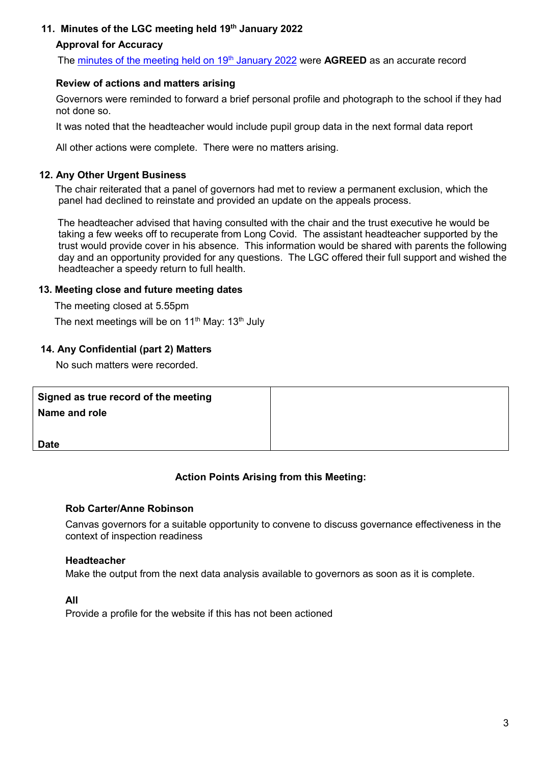## 11. Minutes of the LGC meeting held 19th January 2022

### Approval for Accuracy

The minutes of the meeting held on 19th January 2022 were **AGREED** as an accurate record

### Review of actions and matters arising

Governors were reminded to forward a brief personal profile and photograph to the school if they had not done so.

It was noted that the headteacher would include pupil group data in the next formal data report

All other actions were complete. There were no matters arising.

## 12. Any Other Urgent Business

The chair reiterated that a panel of governors had met to review a permanent exclusion, which the panel had declined to reinstate and provided an update on the appeals process.

The headteacher advised that having consulted with the chair and the trust executive he would be taking a few weeks off to recuperate from Long Covid. The assistant headteacher supported by the trust would provide cover in his absence. This information would be shared with parents the following day and an opportunity provided for any questions. The LGC offered their full support and wished the headteacher a speedy return to full health.

## 13. Meeting close and future meeting dates

The meeting closed at 5.55pm

The next meetings will be on 11th May: 13th July

## 14. Any Confidential (part 2) Matters

No such matters were recorded.

| | |
|---|---|
| **Signed as true record of the meeting**<br>**Name and role**<br><br>**Date** | |

### Action Points Arising from this Meeting:

**Rob Carter/Anne Robinson**

Canvas governors for a suitable opportunity to convene to discuss governance effectiveness in the context of inspection readiness

**Headteacher**

Make the output from the next data analysis available to governors as soon as it is complete.

**All**

Provide a profile for the website if this has not been actioned